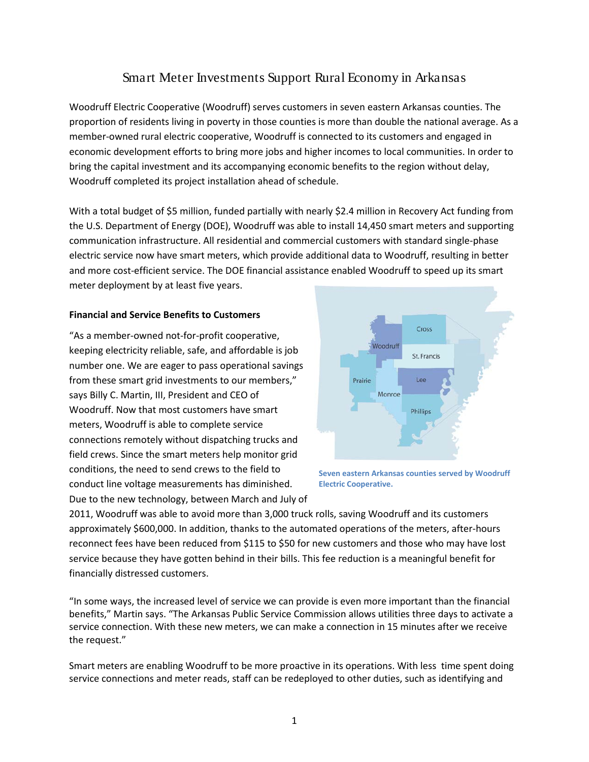# Smart Meter Investments Support Rural Economy in Arkansas

Woodruff Electric Cooperative (Woodruff) serves customers in seven eastern Arkansas counties. The proportion of residents living in poverty in those counties is more than double the national average. As a member-owned rural electric cooperative, Woodruff is connected to its customers and engaged in economic development efforts to bring more jobs and higher incomes to local communities. In order to bring the capital investment and its accompanying economic benefits to the region without delay, Woodruff completed its project installation ahead of schedule.

With a total budget of $5 million, funded partially with nearly $2.4 million in Recovery Act funding from the U.S. Department of Energy (DOE), Woodruff was able to install 14,450 smart meters and supporting communication infrastructure. All residential and commercial customers with standard single-phase electric service now have smart meters, which provide additional data to Woodruff, resulting in better and more cost-efficient service. The DOE financial assistance enabled Woodruff to speed up its smart meter deployment by at least five years.

**Seven eastern Arkansas counties served by Woodruff Electric Cooperative.**

**Financial and Service Benefits to Customers**

"As a member-owned not-for-profit cooperative, keeping electricity reliable, safe, and affordable is job number one. We are eager to pass operational savings from these smart grid investments to our members," says Billy C. Martin, III, President and CEO of Woodruff. Now that most customers have smart meters, Woodruff is able to complete service connections remotely without dispatching trucks and field crews. Since the smart meters help monitor grid conditions, the need to send crews to the field to conduct line voltage measurements has diminished. Due to the new technology, between March and July of 2011, Woodruff was able to avoid more than 3,000 truck rolls, saving Woodruff and its customers approximately $600,000. In addition, thanks to the automated operations of the meters, after-hours reconnect fees have been reduced from $115 to $50 for new customers and those who may have lost service because they have gotten behind in their bills. This fee reduction is a meaningful benefit for financially distressed customers.

"In some ways, the increased level of service we can provide is even more important than the financial benefits," Martin says. "The Arkansas Public Service Commission allows utilities three days to activate a service connection. With these new meters, we can make a connection in 15 minutes after we receive the request."

Smart meters are enabling Woodruff to be more proactive in its operations. With less time spent doing service connections and meter reads, staff can be redeployed to other duties, such as identifying and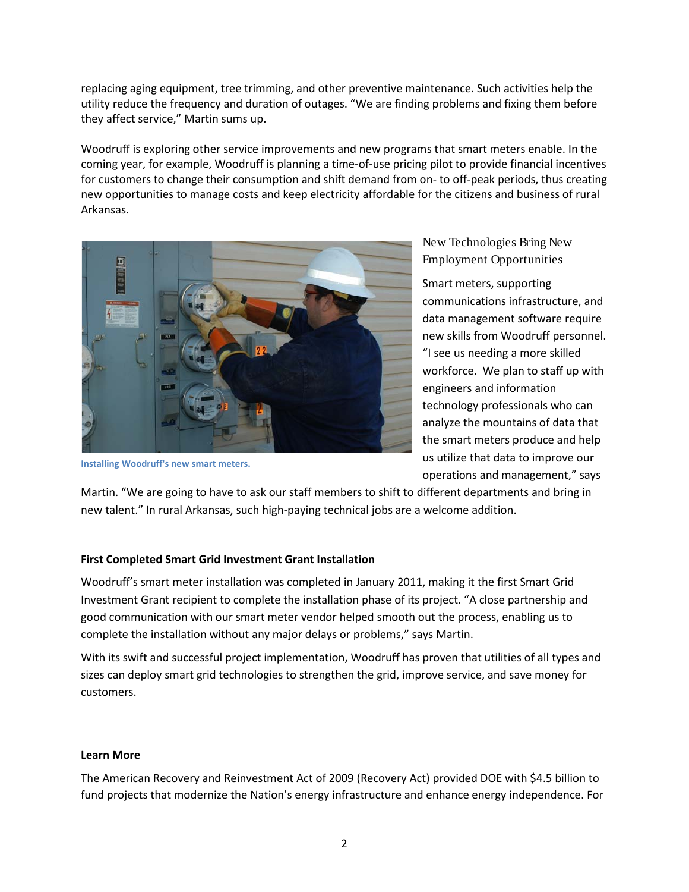replacing aging equipment, tree trimming, and other preventive maintenance. Such activities help the utility reduce the frequency and duration of outages. "We are finding problems and fixing them before they affect service," Martin sums up.

Woodruff is exploring other service improvements and new programs that smart meters enable. In the coming year, for example, Woodruff is planning a time-of-use pricing pilot to provide financial incentives for customers to change their consumption and shift demand from on- to off-peak periods, thus creating new opportunities to manage costs and keep electricity affordable for the citizens and business of rural Arkansas.

Installing Woodruff's new smart meters.

### New Technologies Bring New Employment Opportunities

Smart meters, supporting communications infrastructure, and data management software require new skills from Woodruff personnel. "I see us needing a more skilled workforce. We plan to staff up with engineers and information technology professionals who can analyze the mountains of data that the smart meters produce and help us utilize that data to improve our operations and management," says Martin. "We are going to have to ask our staff members to shift to different departments and bring in new talent." In rural Arkansas, such high-paying technical jobs are a welcome addition.

**First Completed Smart Grid Investment Grant Installation**

Woodruff's smart meter installation was completed in January 2011, making it the first Smart Grid Investment Grant recipient to complete the installation phase of its project. "A close partnership and good communication with our smart meter vendor helped smooth out the process, enabling us to complete the installation without any major delays or problems," says Martin.

With its swift and successful project implementation, Woodruff has proven that utilities of all types and sizes can deploy smart grid technologies to strengthen the grid, improve service, and save money for customers.

**Learn More**

The American Recovery and Reinvestment Act of 2009 (Recovery Act) provided DOE with $4.5 billion to fund projects that modernize the Nation's energy infrastructure and enhance energy independence. For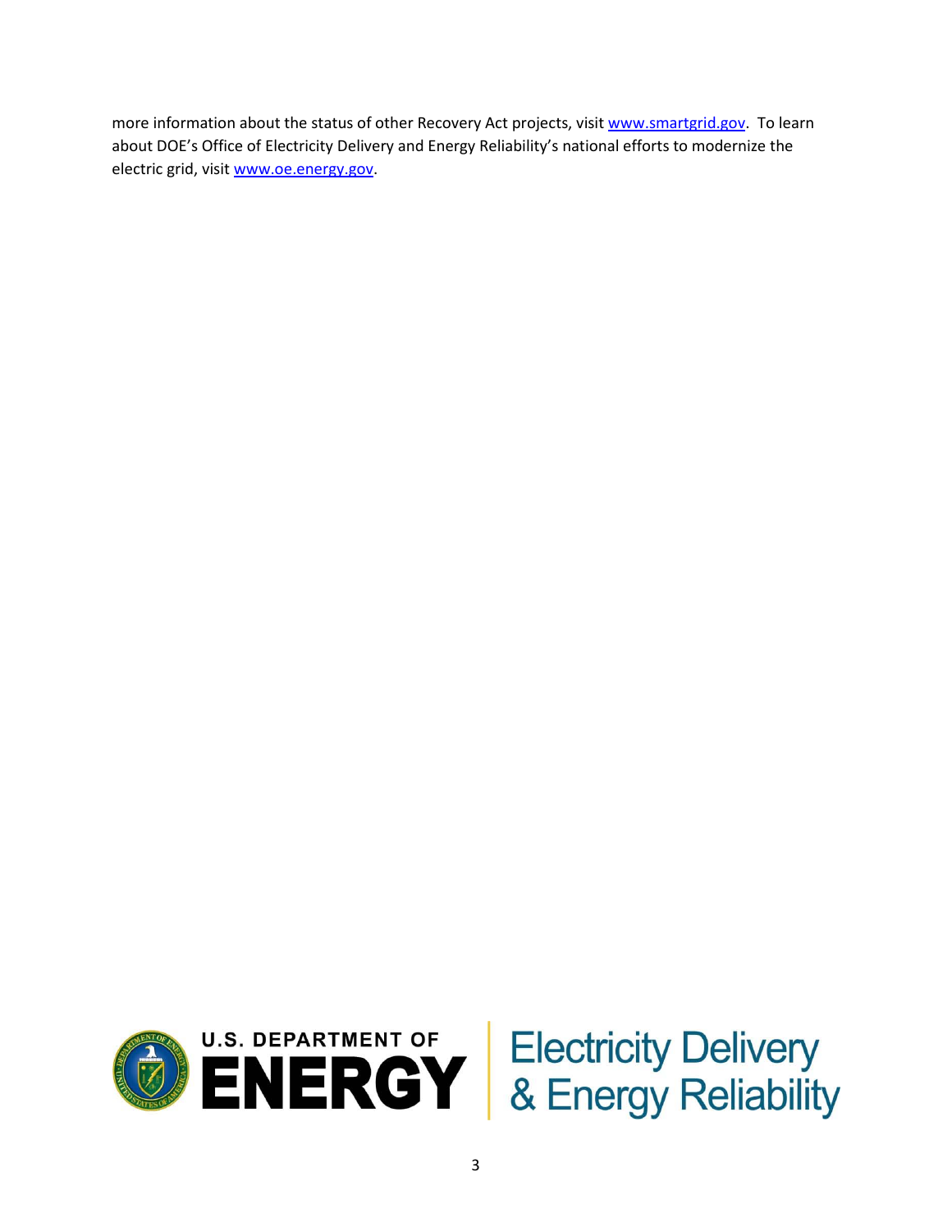more information about the status of other Recovery Act projects, visit [www.smartgrid.gov](http://www.smartgrid.gov). To learn about DOE's Office of Electricity Delivery and Energy Reliability's national efforts to modernize the electric grid, visit [www.oe.energy.gov](http://www.oe.energy.gov).

U.S. DEPARTMENT OF ENERGY | Electricity Delivery & Energy Reliability